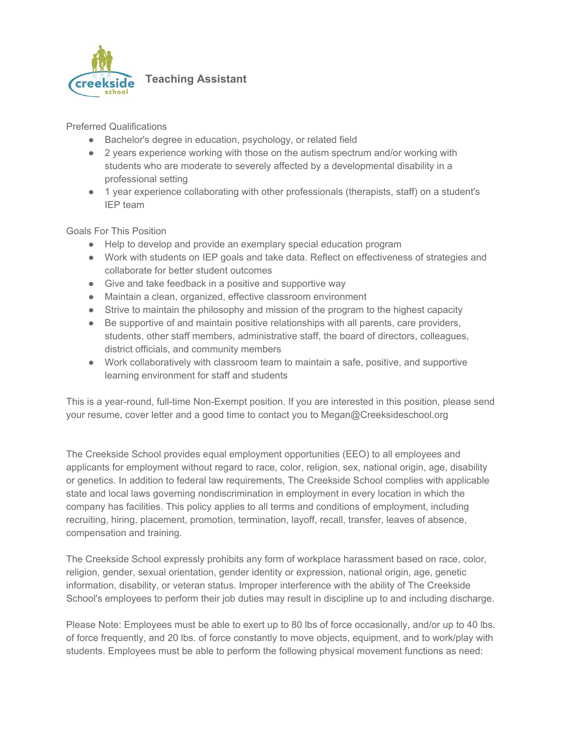# Teaching Assistant

Preferred Qualifications

- Bachelor's degree in education, psychology, or related field
- 2 years experience working with those on the autism spectrum and/or working with students who are moderate to severely affected by a developmental disability in a professional setting
- 1 year experience collaborating with other professionals (therapists, staff) on a student's IEP team

Goals For This Position

- Help to develop and provide an exemplary special education program
- Work with students on IEP goals and take data. Reflect on effectiveness of strategies and collaborate for better student outcomes
- Give and take feedback in a positive and supportive way
- Maintain a clean, organized, effective classroom environment
- Strive to maintain the philosophy and mission of the program to the highest capacity
- Be supportive of and maintain positive relationships with all parents, care providers, students, other staff members, administrative staff, the board of directors, colleagues, district officials, and community members
- Work collaboratively with classroom team to maintain a safe, positive, and supportive learning environment for staff and students

This is a year-round, full-time Non-Exempt position. If you are interested in this position, please send your resume, cover letter and a good time to contact you to Megan@Creeksideschool.org

The Creekside School provides equal employment opportunities (EEO) to all employees and applicants for employment without regard to race, color, religion, sex, national origin, age, disability or genetics. In addition to federal law requirements, The Creekside School complies with applicable state and local laws governing nondiscrimination in employment in every location in which the company has facilities. This policy applies to all terms and conditions of employment, including recruiting, hiring, placement, promotion, termination, layoff, recall, transfer, leaves of absence, compensation and training.

The Creekside School expressly prohibits any form of workplace harassment based on race, color, religion, gender, sexual orientation, gender identity or expression, national origin, age, genetic information, disability, or veteran status. Improper interference with the ability of The Creekside School's employees to perform their job duties may result in discipline up to and including discharge.

Please Note: Employees must be able to exert up to 80 lbs of force occasionally, and/or up to 40 lbs. of force frequently, and 20 lbs. of force constantly to move objects, equipment, and to work/play with students. Employees must be able to perform the following physical movement functions as need: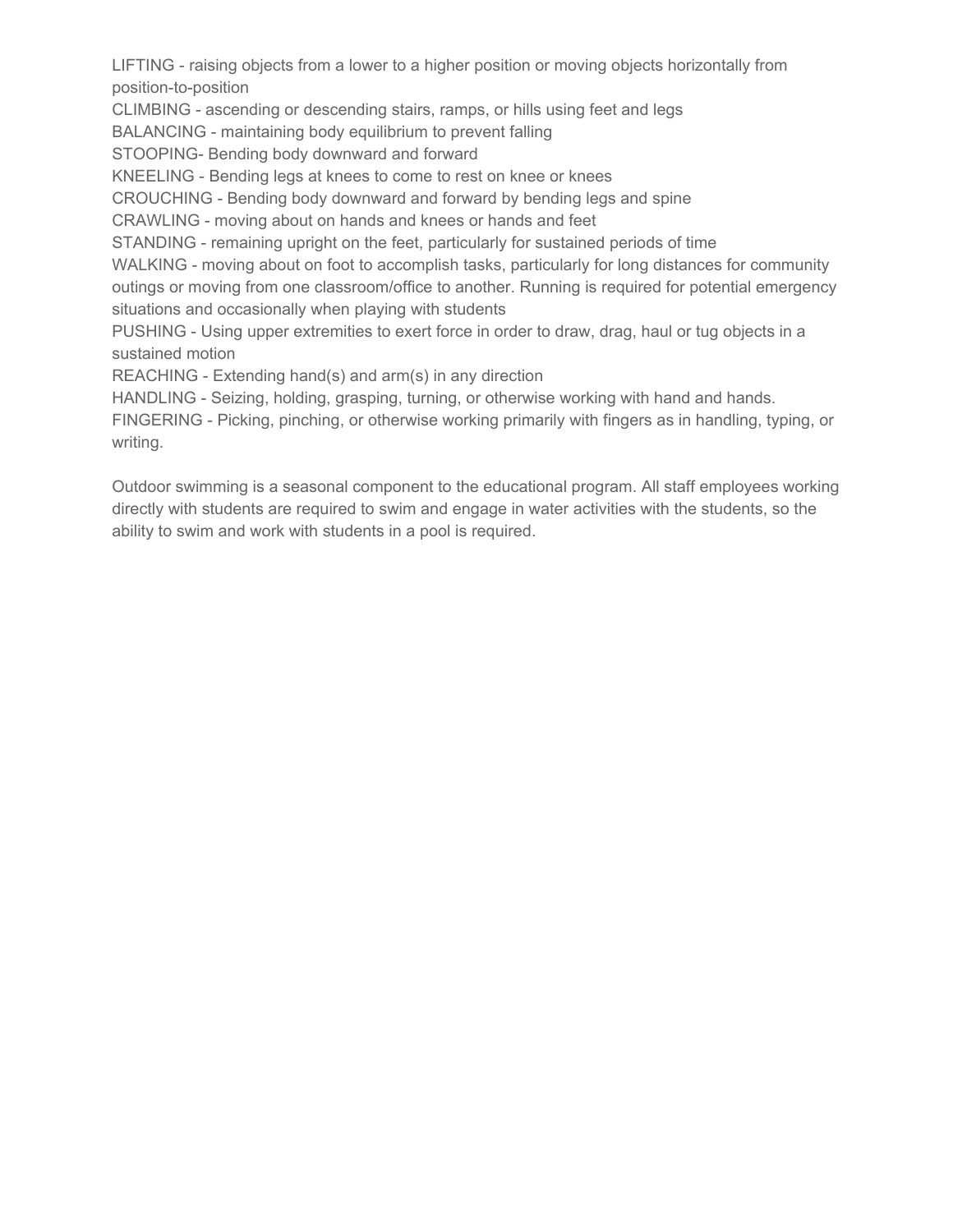LIFTING - raising objects from a lower to a higher position or moving objects horizontally from position-to-position
CLIMBING - ascending or descending stairs, ramps, or hills using feet and legs
BALANCING - maintaining body equilibrium to prevent falling
STOOPING- Bending body downward and forward
KNEELING - Bending legs at knees to come to rest on knee or knees
CROUCHING - Bending body downward and forward by bending legs and spine
CRAWLING - moving about on hands and knees or hands and feet
STANDING - remaining upright on the feet, particularly for sustained periods of time
WALKING - moving about on foot to accomplish tasks, particularly for long distances for community outings or moving from one classroom/office to another. Running is required for potential emergency situations and occasionally when playing with students
PUSHING - Using upper extremities to exert force in order to draw, drag, haul or tug objects in a sustained motion
REACHING - Extending hand(s) and arm(s) in any direction
HANDLING - Seizing, holding, grasping, turning, or otherwise working with hand and hands.
FINGERING - Picking, pinching, or otherwise working primarily with fingers as in handling, typing, or writing.

Outdoor swimming is a seasonal component to the educational program. All staff employees working directly with students are required to swim and engage in water activities with the students, so the ability to swim and work with students in a pool is required.